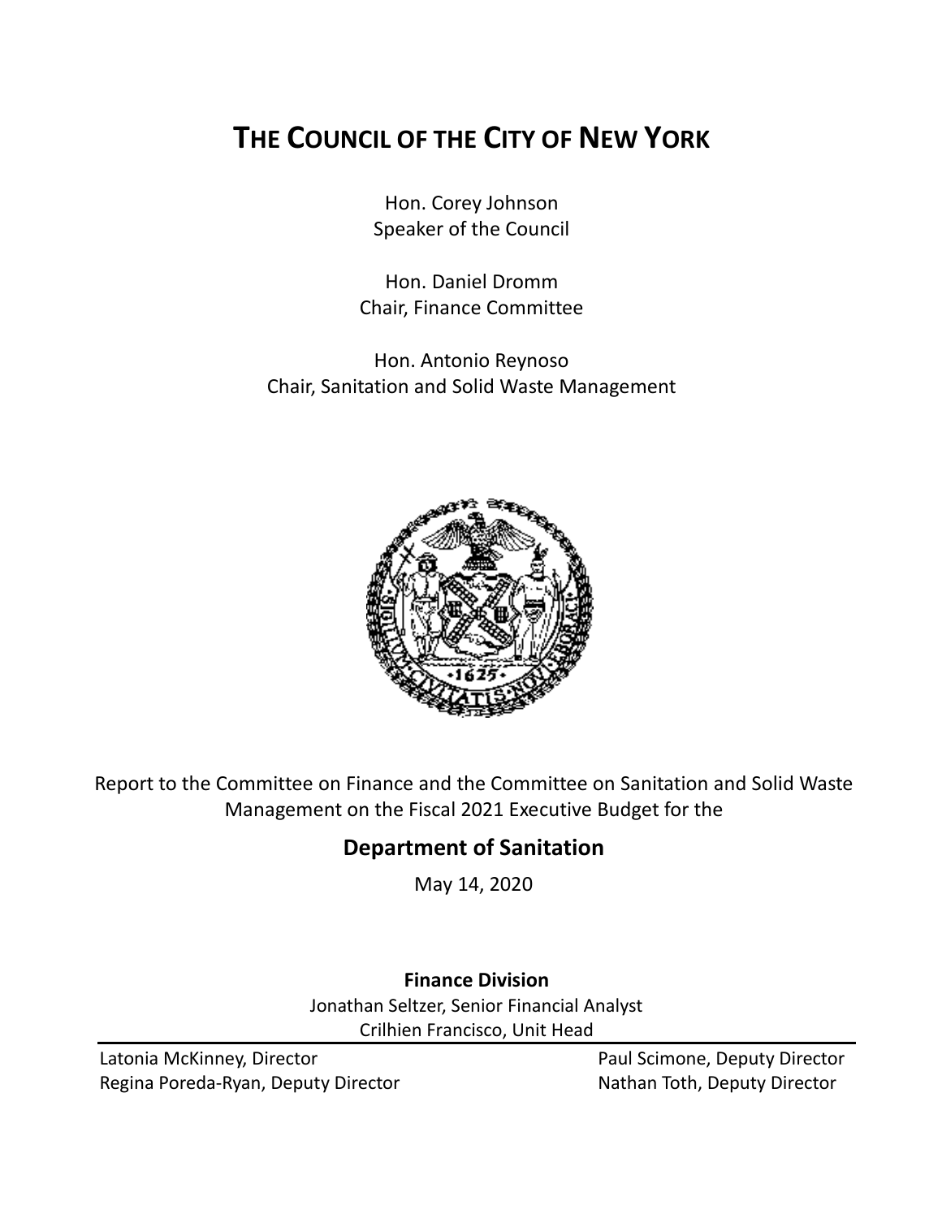# THE COUNCIL OF THE CITY OF NEW YORK

Hon. Corey Johnson
Speaker of the Council

Hon. Daniel Dromm
Chair, Finance Committee

Hon. Antonio Reynoso
Chair, Sanitation and Solid Waste Management

Report to the Committee on Finance and the Committee on Sanitation and Solid Waste Management on the Fiscal 2021 Executive Budget for the

## Department of Sanitation

May 14, 2020

**Finance Division**

Jonathan Seltzer, Senior Financial Analyst
Crilhien Francisco, Unit Head

Latonia McKinney, Director
Regina Poreda-Ryan, Deputy Director
Paul Scimone, Deputy Director
Nathan Toth, Deputy Director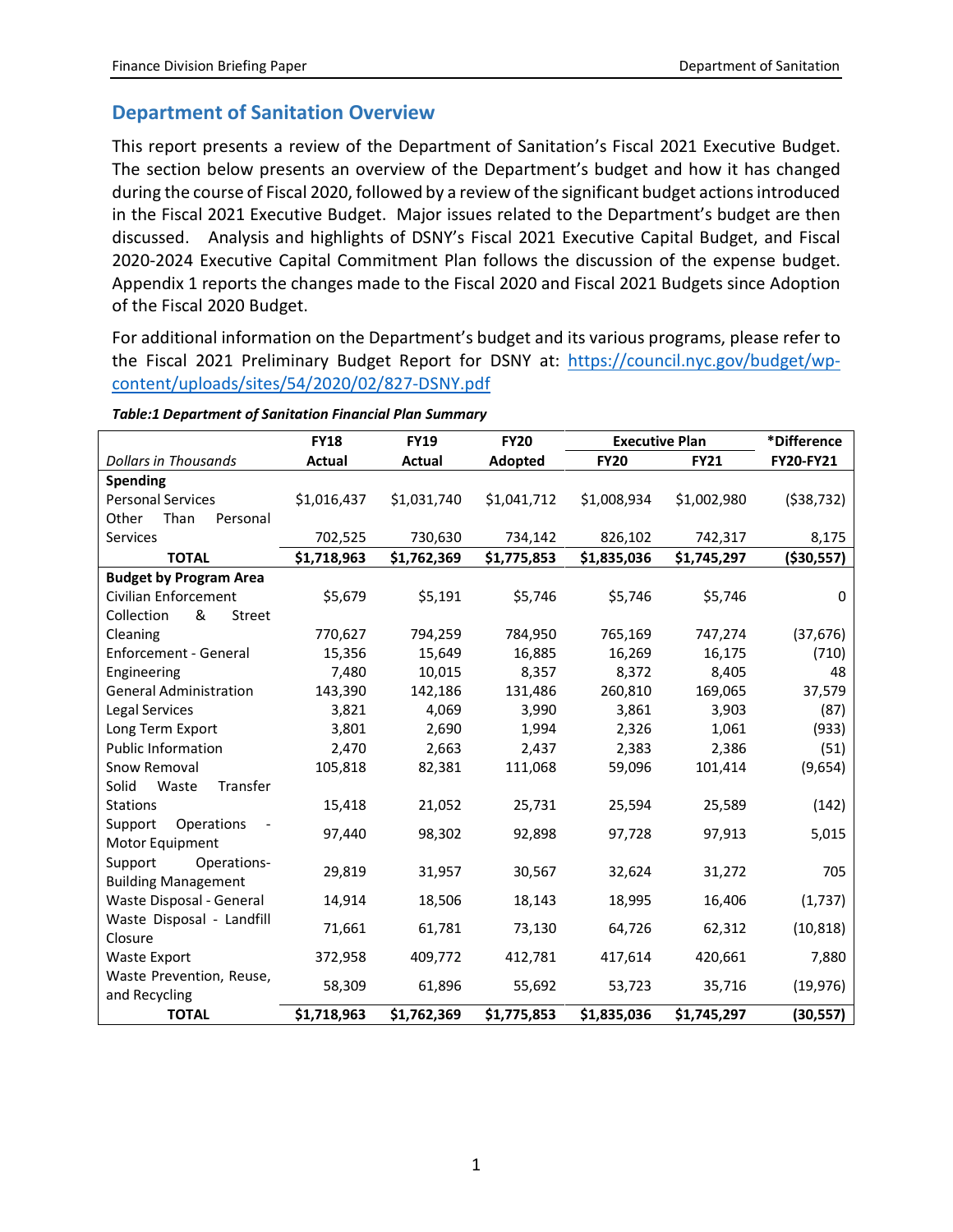## Department of Sanitation Overview

This report presents a review of the Department of Sanitation's Fiscal 2021 Executive Budget. The section below presents an overview of the Department's budget and how it has changed during the course of Fiscal 2020, followed by a review of the significant budget actions introduced in the Fiscal 2021 Executive Budget. Major issues related to the Department's budget are then discussed. Analysis and highlights of DSNY's Fiscal 2021 Executive Capital Budget, and Fiscal 2020-2024 Executive Capital Commitment Plan follows the discussion of the expense budget. Appendix 1 reports the changes made to the Fiscal 2020 and Fiscal 2021 Budgets since Adoption of the Fiscal 2020 Budget.

For additional information on the Department's budget and its various programs, please refer to the Fiscal 2021 Preliminary Budget Report for DSNY at: [https://council.nyc.gov/budget/wp-content/uploads/sites/54/2020/02/827-DSNY.pdf](https://council.nyc.gov/budget/wp-content/uploads/sites/54/2020/02/827-DSNY.pdf)

***Table:1 Department of Sanitation Financial Plan Summary***

| | FY18 | FY19 | FY20 | Executive Plan | | *Difference |
|---|---|---|---|---|---|---|
| *Dollars in Thousands* | Actual | Actual | Adopted | FY20 | FY21 | FY20-FY21 |
| **Spending** | | | | | | |
| Personal Services | $1,016,437 | $1,031,740 | $1,041,712 | $1,008,934 | $1,002,980 | ($38,732) |
| Other Than Personal Services | 702,525 | 730,630 | 734,142 | 826,102 | 742,317 | 8,175 |
| **TOTAL** | **$1,718,963** | **$1,762,369** | **$1,775,853** | **$1,835,036** | **$1,745,297** | **($30,557)** |
| **Budget by Program Area** | | | | | | |
| Civilian Enforcement | $5,679 | $5,191 | $5,746 | $5,746 | $5,746 | 0 |
| Collection & Street Cleaning | 770,627 | 794,259 | 784,950 | 765,169 | 747,274 | (37,676) |
| Enforcement - General | 15,356 | 15,649 | 16,885 | 16,269 | 16,175 | (710) |
| Engineering | 7,480 | 10,015 | 8,357 | 8,372 | 8,405 | 48 |
| General Administration | 143,390 | 142,186 | 131,486 | 260,810 | 169,065 | 37,579 |
| Legal Services | 3,821 | 4,069 | 3,990 | 3,861 | 3,903 | (87) |
| Long Term Export | 3,801 | 2,690 | 1,994 | 2,326 | 1,061 | (933) |
| Public Information | 2,470 | 2,663 | 2,437 | 2,383 | 2,386 | (51) |
| Snow Removal | 105,818 | 82,381 | 111,068 | 59,096 | 101,414 | (9,654) |
| Solid Waste Transfer Stations | 15,418 | 21,052 | 25,731 | 25,594 | 25,589 | (142) |
| Support Operations - Motor Equipment | 97,440 | 98,302 | 92,898 | 97,728 | 97,913 | 5,015 |
| Support Operations- Building Management | 29,819 | 31,957 | 30,567 | 32,624 | 31,272 | 705 |
| Waste Disposal - General | 14,914 | 18,506 | 18,143 | 18,995 | 16,406 | (1,737) |
| Waste Disposal - Landfill Closure | 71,661 | 61,781 | 73,130 | 64,726 | 62,312 | (10,818) |
| Waste Export | 372,958 | 409,772 | 412,781 | 417,614 | 420,661 | 7,880 |
| Waste Prevention, Reuse, and Recycling | 58,309 | 61,896 | 55,692 | 53,723 | 35,716 | (19,976) |
| **TOTAL** | **$1,718,963** | **$1,762,369** | **$1,775,853** | **$1,835,036** | **$1,745,297** | **(30,557)** |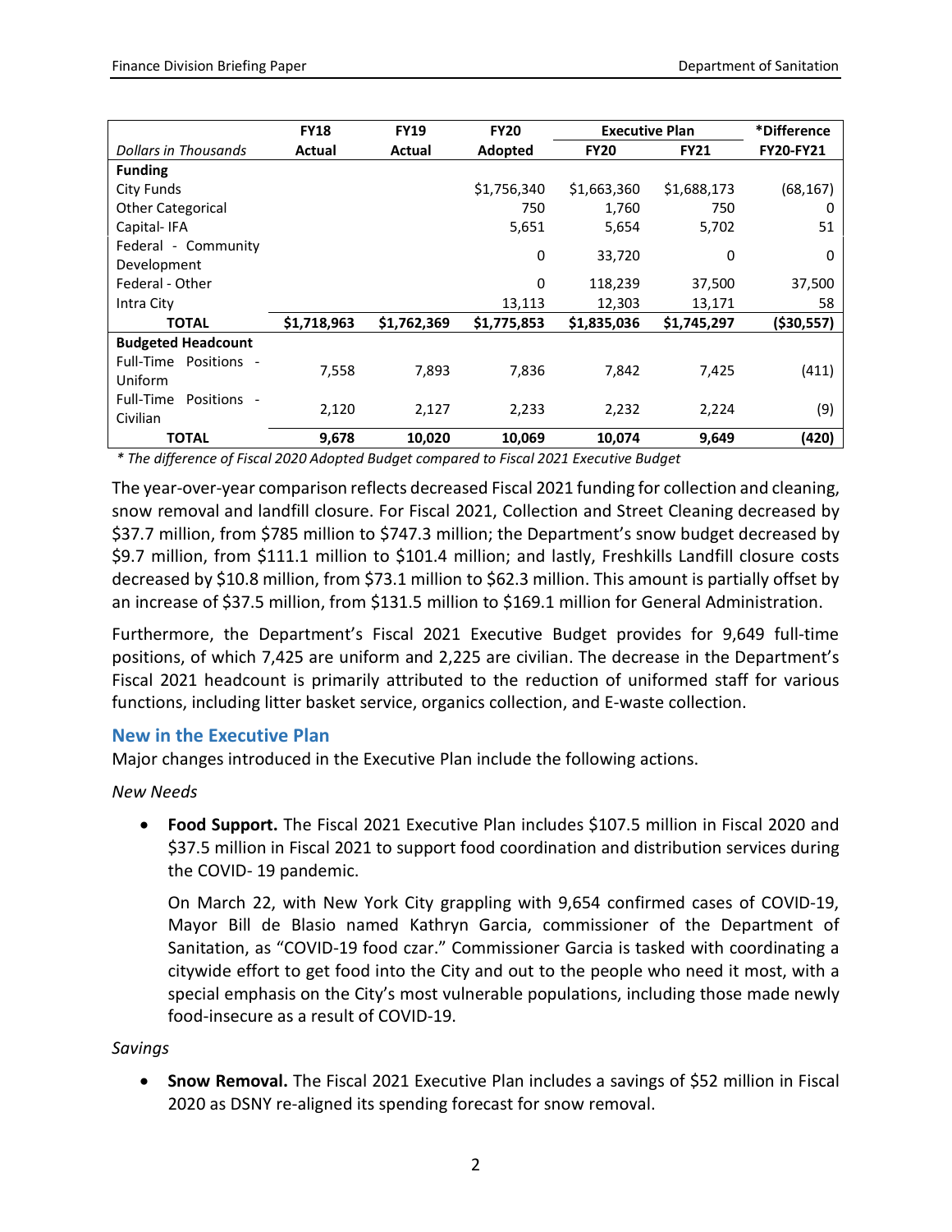| | FY18 | FY19 | FY20 | Executive Plan | | *Difference |
|---|---|---|---|---|---|---|
| *Dollars in Thousands* | Actual | Actual | Adopted | FY20 | FY21 | FY20-FY21 |
| **Funding** | | | | | | |
| City Funds | | | $1,756,340 | $1,663,360 | $1,688,173 | (68,167) |
| Other Categorical | | | 750 | 1,760 | 750 | 0 |
| Capital- IFA | | | 5,651 | 5,654 | 5,702 | 51 |
| Federal - Community Development | | | 0 | 33,720 | 0 | 0 |
| Federal - Other | | | 0 | 118,239 | 37,500 | 37,500 |
| Intra City | | | 13,113 | 12,303 | 13,171 | 58 |
| **TOTAL** | **$1,718,963** | **$1,762,369** | **$1,775,853** | **$1,835,036** | **$1,745,297** | **($30,557)** |
| **Budgeted Headcount** | | | | | | |
| Full-Time Positions - Uniform | 7,558 | 7,893 | 7,836 | 7,842 | 7,425 | (411) |
| Full-Time Positions - Civilian | 2,120 | 2,127 | 2,233 | 2,232 | 2,224 | (9) |
| **TOTAL** | **9,678** | **10,020** | **10,069** | **10,074** | **9,649** | **(420)** |

*\* The difference of Fiscal 2020 Adopted Budget compared to Fiscal 2021 Executive Budget*

The year-over-year comparison reflects decreased Fiscal 2021 funding for collection and cleaning, snow removal and landfill closure. For Fiscal 2021, Collection and Street Cleaning decreased by $37.7 million, from $785 million to $747.3 million; the Department's snow budget decreased by $9.7 million, from $111.1 million to $101.4 million; and lastly, Freshkills Landfill closure costs decreased by $10.8 million, from $73.1 million to $62.3 million. This amount is partially offset by an increase of $37.5 million, from $131.5 million to $169.1 million for General Administration.

Furthermore, the Department's Fiscal 2021 Executive Budget provides for 9,649 full-time positions, of which 7,425 are uniform and 2,225 are civilian. The decrease in the Department's Fiscal 2021 headcount is primarily attributed to the reduction of uniformed staff for various functions, including litter basket service, organics collection, and E-waste collection.

### New in the Executive Plan

Major changes introduced in the Executive Plan include the following actions.

*New Needs*

- **Food Support.** The Fiscal 2021 Executive Plan includes $107.5 million in Fiscal 2020 and $37.5 million in Fiscal 2021 to support food coordination and distribution services during the COVID- 19 pandemic.

  On March 22, with New York City grappling with 9,654 confirmed cases of COVID-19, Mayor Bill de Blasio named Kathryn Garcia, commissioner of the Department of Sanitation, as "COVID-19 food czar." Commissioner Garcia is tasked with coordinating a citywide effort to get food into the City and out to the people who need it most, with a special emphasis on the City's most vulnerable populations, including those made newly food-insecure as a result of COVID-19.

*Savings*

- **Snow Removal.** The Fiscal 2021 Executive Plan includes a savings of $52 million in Fiscal 2020 as DSNY re-aligned its spending forecast for snow removal.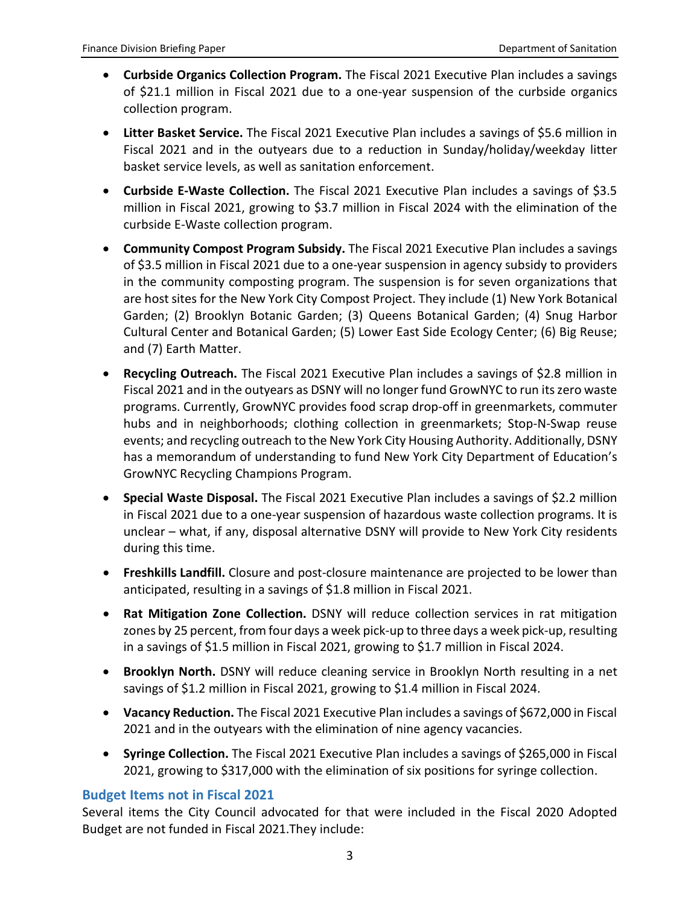- **Curbside Organics Collection Program.** The Fiscal 2021 Executive Plan includes a savings of $21.1 million in Fiscal 2021 due to a one-year suspension of the curbside organics collection program.

- **Litter Basket Service.** The Fiscal 2021 Executive Plan includes a savings of $5.6 million in Fiscal 2021 and in the outyears due to a reduction in Sunday/holiday/weekday litter basket service levels, as well as sanitation enforcement.

- **Curbside E-Waste Collection.** The Fiscal 2021 Executive Plan includes a savings of $3.5 million in Fiscal 2021, growing to $3.7 million in Fiscal 2024 with the elimination of the curbside E-Waste collection program.

- **Community Compost Program Subsidy.** The Fiscal 2021 Executive Plan includes a savings of $3.5 million in Fiscal 2021 due to a one-year suspension in agency subsidy to providers in the community composting program. The suspension is for seven organizations that are host sites for the New York City Compost Project. They include (1) New York Botanical Garden; (2) Brooklyn Botanic Garden; (3) Queens Botanical Garden; (4) Snug Harbor Cultural Center and Botanical Garden; (5) Lower East Side Ecology Center; (6) Big Reuse; and (7) Earth Matter.

- **Recycling Outreach.** The Fiscal 2021 Executive Plan includes a savings of $2.8 million in Fiscal 2021 and in the outyears as DSNY will no longer fund GrowNYC to run its zero waste programs. Currently, GrowNYC provides food scrap drop-off in greenmarkets, commuter hubs and in neighborhoods; clothing collection in greenmarkets; Stop-N-Swap reuse events; and recycling outreach to the New York City Housing Authority. Additionally, DSNY has a memorandum of understanding to fund New York City Department of Education's GrowNYC Recycling Champions Program.

- **Special Waste Disposal.** The Fiscal 2021 Executive Plan includes a savings of $2.2 million in Fiscal 2021 due to a one-year suspension of hazardous waste collection programs. It is unclear – what, if any, disposal alternative DSNY will provide to New York City residents during this time.

- **Freshkills Landfill.** Closure and post-closure maintenance are projected to be lower than anticipated, resulting in a savings of $1.8 million in Fiscal 2021.

- **Rat Mitigation Zone Collection.** DSNY will reduce collection services in rat mitigation zones by 25 percent, from four days a week pick-up to three days a week pick-up, resulting in a savings of $1.5 million in Fiscal 2021, growing to $1.7 million in Fiscal 2024.

- **Brooklyn North.** DSNY will reduce cleaning service in Brooklyn North resulting in a net savings of $1.2 million in Fiscal 2021, growing to $1.4 million in Fiscal 2024.

- **Vacancy Reduction.** The Fiscal 2021 Executive Plan includes a savings of $672,000 in Fiscal 2021 and in the outyears with the elimination of nine agency vacancies.

- **Syringe Collection.** The Fiscal 2021 Executive Plan includes a savings of $265,000 in Fiscal 2021, growing to $317,000 with the elimination of six positions for syringe collection.

### Budget Items not in Fiscal 2021

Several items the City Council advocated for that were included in the Fiscal 2020 Adopted Budget are not funded in Fiscal 2021.They include: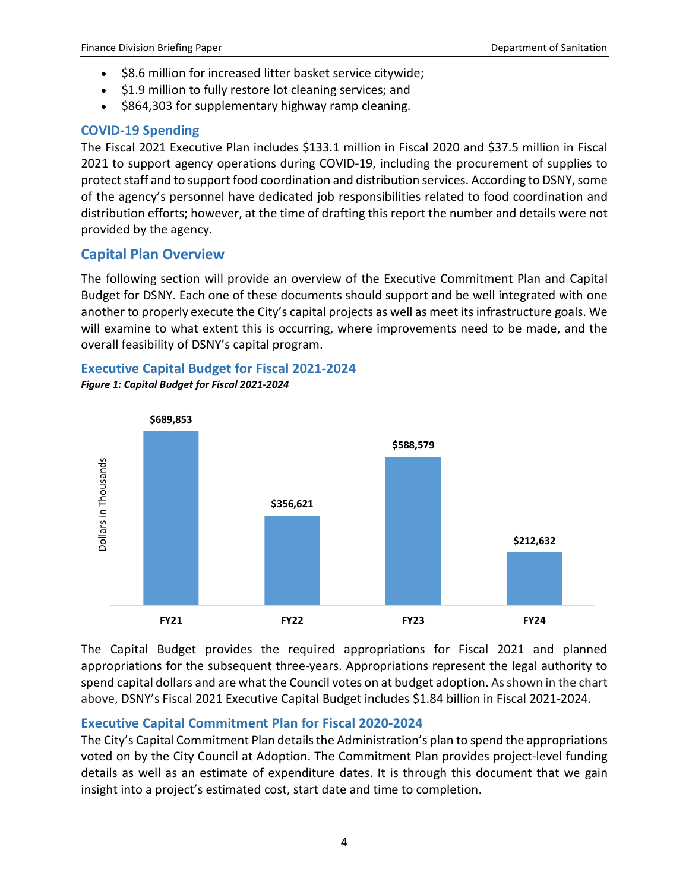- $8.6 million for increased litter basket service citywide;
- $1.9 million to fully restore lot cleaning services; and
- $864,303 for supplementary highway ramp cleaning.

### COVID-19 Spending

The Fiscal 2021 Executive Plan includes $133.1 million in Fiscal 2020 and $37.5 million in Fiscal 2021 to support agency operations during COVID-19, including the procurement of supplies to protect staff and to support food coordination and distribution services. According to DSNY, some of the agency's personnel have dedicated job responsibilities related to food coordination and distribution efforts; however, at the time of drafting this report the number and details were not provided by the agency.

## Capital Plan Overview

The following section will provide an overview of the Executive Commitment Plan and Capital Budget for DSNY. Each one of these documents should support and be well integrated with one another to properly execute the City's capital projects as well as meet its infrastructure goals. We will examine to what extent this is occurring, where improvements need to be made, and the overall feasibility of DSNY's capital program.

### Executive Capital Budget for Fiscal 2021-2024

***Figure 1: Capital Budget for Fiscal 2021-2024***

Dollars in Thousands

| FY21 | FY22 | FY23 | FY24 |
|---|---|---|---|
| $689,853 | $356,621 | $588,579 | $212,632 |

The Capital Budget provides the required appropriations for Fiscal 2021 and planned appropriations for the subsequent three-years. Appropriations represent the legal authority to spend capital dollars and are what the Council votes on at budget adoption. As shown in the chart above, DSNY's Fiscal 2021 Executive Capital Budget includes $1.84 billion in Fiscal 2021-2024.

### Executive Capital Commitment Plan for Fiscal 2020-2024

The City's Capital Commitment Plan details the Administration's plan to spend the appropriations voted on by the City Council at Adoption. The Commitment Plan provides project-level funding details as well as an estimate of expenditure dates. It is through this document that we gain insight into a project's estimated cost, start date and time to completion.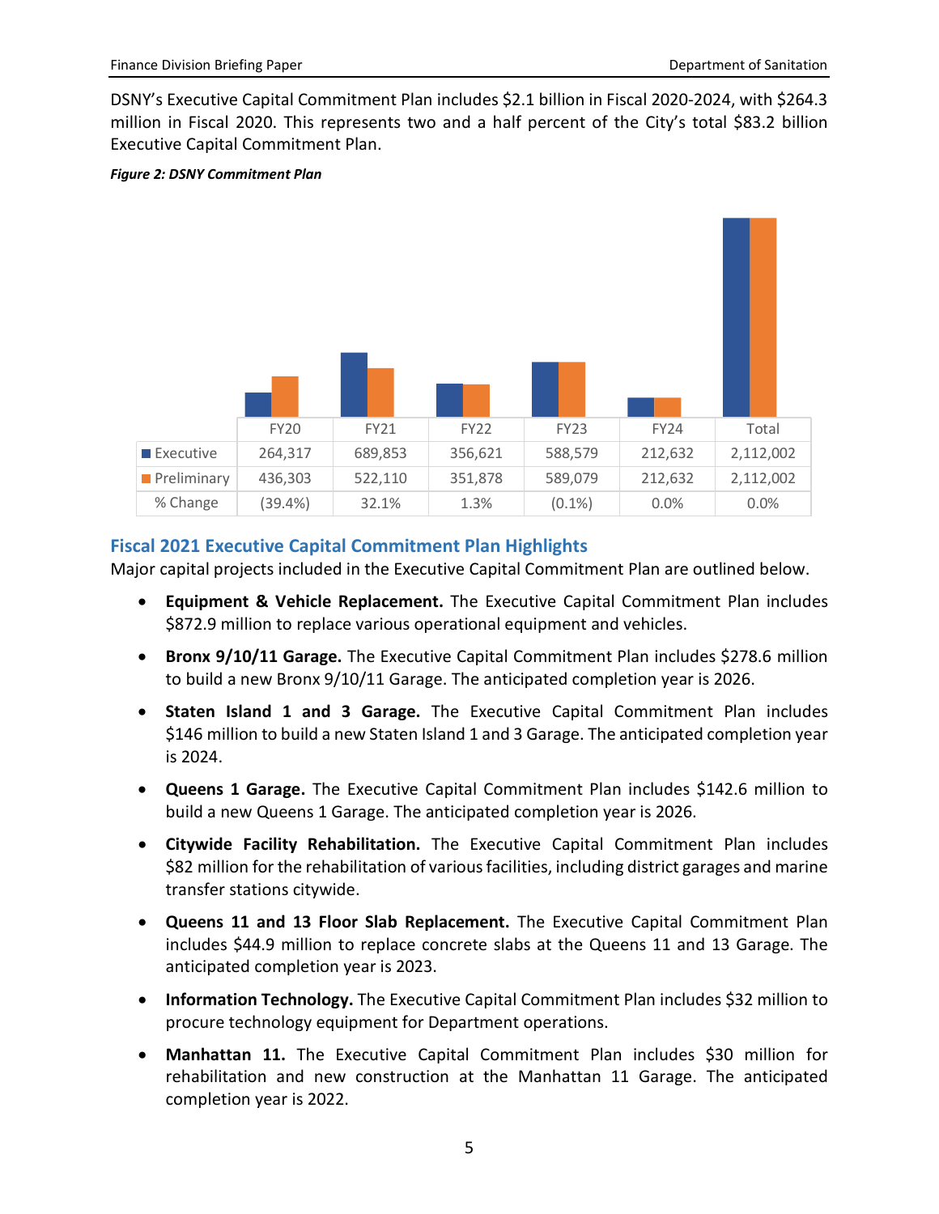DSNY's Executive Capital Commitment Plan includes $2.1 billion in Fiscal 2020-2024, with $264.3 million in Fiscal 2020. This represents two and a half percent of the City's total $83.2 billion Executive Capital Commitment Plan.

***Figure 2: DSNY Commitment Plan***

| | FY20 | FY21 | FY22 | FY23 | FY24 | Total |
|---|---|---|---|---|---|---|
| Executive | 264,317 | 689,853 | 356,621 | 588,579 | 212,632 | 2,112,002 |
| Preliminary | 436,303 | 522,110 | 351,878 | 589,079 | 212,632 | 2,112,002 |
| % Change | (39.4%) | 32.1% | 1.3% | (0.1%) | 0.0% | 0.0% |

## Fiscal 2021 Executive Capital Commitment Plan Highlights

Major capital projects included in the Executive Capital Commitment Plan are outlined below.

- **Equipment & Vehicle Replacement.** The Executive Capital Commitment Plan includes $872.9 million to replace various operational equipment and vehicles.
- **Bronx 9/10/11 Garage.** The Executive Capital Commitment Plan includes $278.6 million to build a new Bronx 9/10/11 Garage. The anticipated completion year is 2026.
- **Staten Island 1 and 3 Garage.** The Executive Capital Commitment Plan includes $146 million to build a new Staten Island 1 and 3 Garage. The anticipated completion year is 2024.
- **Queens 1 Garage.** The Executive Capital Commitment Plan includes $142.6 million to build a new Queens 1 Garage. The anticipated completion year is 2026.
- **Citywide Facility Rehabilitation.** The Executive Capital Commitment Plan includes $82 million for the rehabilitation of various facilities, including district garages and marine transfer stations citywide.
- **Queens 11 and 13 Floor Slab Replacement.** The Executive Capital Commitment Plan includes $44.9 million to replace concrete slabs at the Queens 11 and 13 Garage. The anticipated completion year is 2023.
- **Information Technology.** The Executive Capital Commitment Plan includes $32 million to procure technology equipment for Department operations.
- **Manhattan 11.** The Executive Capital Commitment Plan includes $30 million for rehabilitation and new construction at the Manhattan 11 Garage. The anticipated completion year is 2022.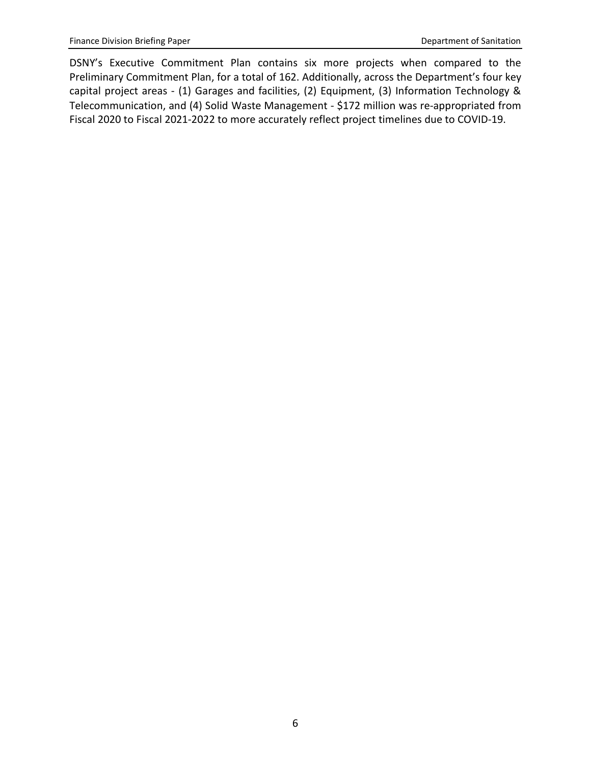DSNY's Executive Commitment Plan contains six more projects when compared to the Preliminary Commitment Plan, for a total of 162. Additionally, across the Department's four key capital project areas - (1) Garages and facilities, (2) Equipment, (3) Information Technology & Telecommunication, and (4) Solid Waste Management - $172 million was re-appropriated from Fiscal 2020 to Fiscal 2021-2022 to more accurately reflect project timelines due to COVID-19.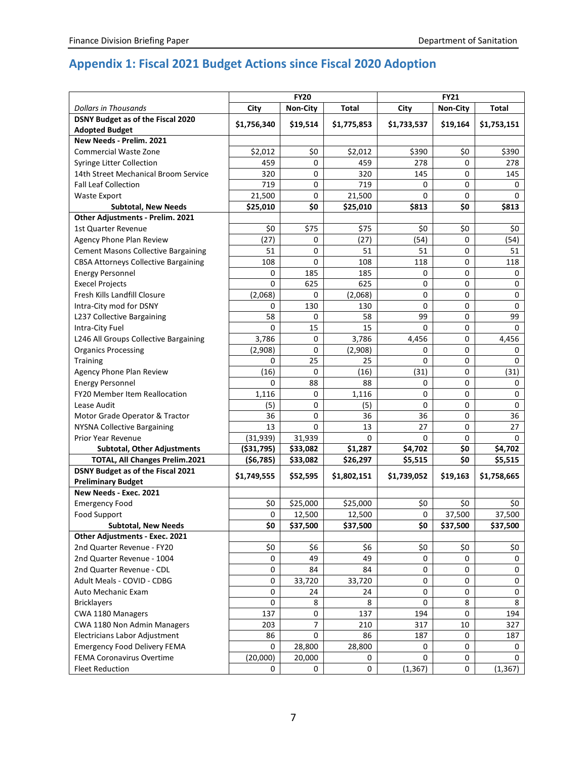## Appendix 1: Fiscal 2021 Budget Actions since Fiscal 2020 Adoption

| | FY20 | | | FY21 | | |
|---|---|---|---|---|---|---|
| *Dollars in Thousands* | City | Non-City | Total | City | Non-City | Total |
| **DSNY Budget as of the Fiscal 2020 Adopted Budget** | **$1,756,340** | **$19,514** | **$1,775,853** | **$1,733,537** | **$19,164** | **$1,753,151** |
| **New Needs - Prelim. 2021** | | | | | | |
| Commercial Waste Zone | $2,012 | $0 | $2,012 | $390 | $0 | $390 |
| Syringe Litter Collection | 459 | 0 | 459 | 278 | 0 | 278 |
| 14th Street Mechanical Broom Service | 320 | 0 | 320 | 145 | 0 | 145 |
| Fall Leaf Collection | 719 | 0 | 719 | 0 | 0 | 0 |
| Waste Export | 21,500 | 0 | 21,500 | 0 | 0 | 0 |
| **Subtotal, New Needs** | **$25,010** | **$0** | **$25,010** | **$813** | **$0** | **$813** |
| **Other Adjustments - Prelim. 2021** | | | | | | |
| 1st Quarter Revenue | $0 | $75 | $75 | $0 | $0 | $0 |
| Agency Phone Plan Review | (27) | 0 | (27) | (54) | 0 | (54) |
| Cement Masons Collective Bargaining | 51 | 0 | 51 | 51 | 0 | 51 |
| CBSA Attorneys Collective Bargaining | 108 | 0 | 108 | 118 | 0 | 118 |
| Energy Personnel | 0 | 185 | 185 | 0 | 0 | 0 |
| Execel Projects | 0 | 625 | 625 | 0 | 0 | 0 |
| Fresh Kills Landfill Closure | (2,068) | 0 | (2,068) | 0 | 0 | 0 |
| Intra-City mod for DSNY | 0 | 130 | 130 | 0 | 0 | 0 |
| L237 Collective Bargaining | 58 | 0 | 58 | 99 | 0 | 99 |
| Intra-City Fuel | 0 | 15 | 15 | 0 | 0 | 0 |
| L246 All Groups Collective Bargaining | 3,786 | 0 | 3,786 | 4,456 | 0 | 4,456 |
| Organics Processing | (2,908) | 0 | (2,908) | 0 | 0 | 0 |
| Training | 0 | 25 | 25 | 0 | 0 | 0 |
| Agency Phone Plan Review | (16) | 0 | (16) | (31) | 0 | (31) |
| Energy Personnel | 0 | 88 | 88 | 0 | 0 | 0 |
| FY20 Member Item Reallocation | 1,116 | 0 | 1,116 | 0 | 0 | 0 |
| Lease Audit | (5) | 0 | (5) | 0 | 0 | 0 |
| Motor Grade Operator & Tractor | 36 | 0 | 36 | 36 | 0 | 36 |
| NYSNA Collective Bargaining | 13 | 0 | 13 | 27 | 0 | 27 |
| Prior Year Revenue | (31,939) | 31,939 | 0 | 0 | 0 | 0 |
| **Subtotal, Other Adjustments** | **($31,795)** | **$33,082** | **$1,287** | **$4,702** | **$0** | **$4,702** |
| **TOTAL, All Changes Prelim.2021** | **($6,785)** | **$33,082** | **$26,297** | **$5,515** | **$0** | **$5,515** |
| **DSNY Budget as of the Fiscal 2021 Preliminary Budget** | **$1,749,555** | **$52,595** | **$1,802,151** | **$1,739,052** | **$19,163** | **$1,758,665** |
| **New Needs - Exec. 2021** | | | | | | |
| Emergency Food | $0 | $25,000 | $25,000 | $0 | $0 | $0 |
| Food Support | 0 | 12,500 | 12,500 | 0 | 37,500 | 37,500 |
| **Subtotal, New Needs** | **$0** | **$37,500** | **$37,500** | **$0** | **$37,500** | **$37,500** |
| **Other Adjustments - Exec. 2021** | | | | | | |
| 2nd Quarter Revenue - FY20 | $0 | $6 | $6 | $0 | $0 | $0 |
| 2nd Quarter Revenue - 1004 | 0 | 49 | 49 | 0 | 0 | 0 |
| 2nd Quarter Revenue - CDL | 0 | 84 | 84 | 0 | 0 | 0 |
| Adult Meals - COVID - CDBG | 0 | 33,720 | 33,720 | 0 | 0 | 0 |
| Auto Mechanic Exam | 0 | 24 | 24 | 0 | 0 | 0 |
| Bricklayers | 0 | 8 | 8 | 0 | 8 | 8 |
| CWA 1180 Managers | 137 | 0 | 137 | 194 | 0 | 194 |
| CWA 1180 Non Admin Managers | 203 | 7 | 210 | 317 | 10 | 327 |
| Electricians Labor Adjustment | 86 | 0 | 86 | 187 | 0 | 187 |
| Emergency Food Delivery FEMA | 0 | 28,800 | 28,800 | 0 | 0 | 0 |
| FEMA Coronavirus Overtime | (20,000) | 20,000 | 0 | 0 | 0 | 0 |
| Fleet Reduction | 0 | 0 | 0 | (1,367) | 0 | (1,367) |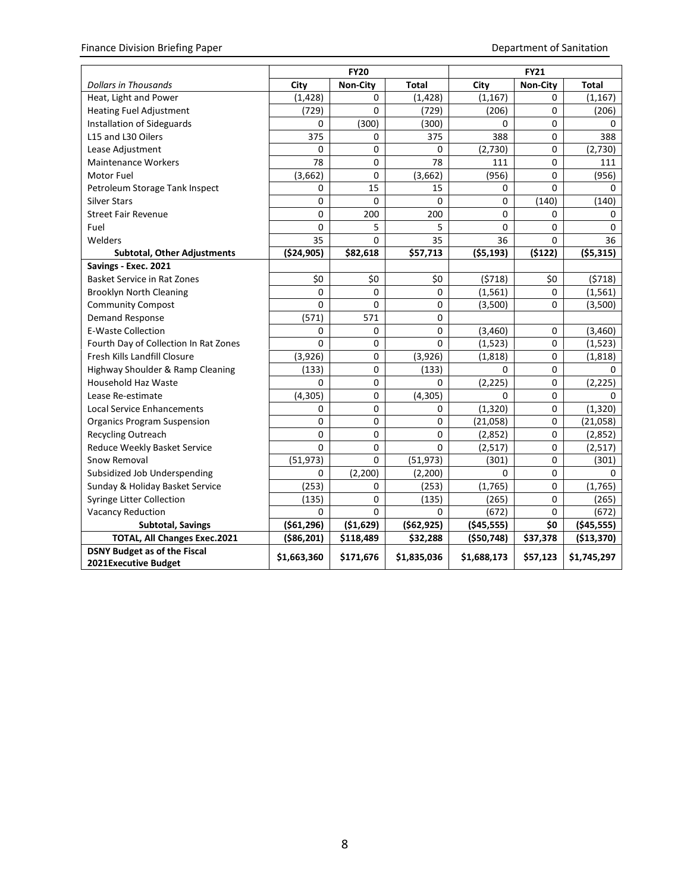| | FY20 | | | FY21 | | |
|---|---|---|---|---|---|---|
| *Dollars in Thousands* | **City** | **Non-City** | **Total** | **City** | **Non-City** | **Total** |
| Heat, Light and Power | (1,428) | 0 | (1,428) | (1,167) | 0 | (1,167) |
| Heating Fuel Adjustment | (729) | 0 | (729) | (206) | 0 | (206) |
| Installation of Sideguards | 0 | (300) | (300) | 0 | 0 | 0 |
| L15 and L30 Oilers | 375 | 0 | 375 | 388 | 0 | 388 |
| Lease Adjustment | 0 | 0 | 0 | (2,730) | 0 | (2,730) |
| Maintenance Workers | 78 | 0 | 78 | 111 | 0 | 111 |
| Motor Fuel | (3,662) | 0 | (3,662) | (956) | 0 | (956) |
| Petroleum Storage Tank Inspect | 0 | 15 | 15 | 0 | 0 | 0 |
| Silver Stars | 0 | 0 | 0 | 0 | (140) | (140) |
| Street Fair Revenue | 0 | 200 | 200 | 0 | 0 | 0 |
| Fuel | 0 | 5 | 5 | 0 | 0 | 0 |
| Welders | 35 | 0 | 35 | 36 | 0 | 36 |
| **Subtotal, Other Adjustments** | **($24,905)** | **$82,618** | **$57,713** | **($5,193)** | **($122)** | **($5,315)** |
| **Savings - Exec. 2021** | | | | | | |
| Basket Service in Rat Zones | $0 | $0 | $0 | ($718) | $0 | ($718) |
| Brooklyn North Cleaning | 0 | 0 | 0 | (1,561) | 0 | (1,561) |
| Community Compost | 0 | 0 | 0 | (3,500) | 0 | (3,500) |
| Demand Response | (571) | 571 | 0 | | | |
| E-Waste Collection | 0 | 0 | 0 | (3,460) | 0 | (3,460) |
| Fourth Day of Collection In Rat Zones | 0 | 0 | 0 | (1,523) | 0 | (1,523) |
| Fresh Kills Landfill Closure | (3,926) | 0 | (3,926) | (1,818) | 0 | (1,818) |
| Highway Shoulder & Ramp Cleaning | (133) | 0 | (133) | 0 | 0 | 0 |
| Household Haz Waste | 0 | 0 | 0 | (2,225) | 0 | (2,225) |
| Lease Re-estimate | (4,305) | 0 | (4,305) | 0 | 0 | 0 |
| Local Service Enhancements | 0 | 0 | 0 | (1,320) | 0 | (1,320) |
| Organics Program Suspension | 0 | 0 | 0 | (21,058) | 0 | (21,058) |
| Recycling Outreach | 0 | 0 | 0 | (2,852) | 0 | (2,852) |
| Reduce Weekly Basket Service | 0 | 0 | 0 | (2,517) | 0 | (2,517) |
| Snow Removal | (51,973) | 0 | (51,973) | (301) | 0 | (301) |
| Subsidized Job Underspending | 0 | (2,200) | (2,200) | 0 | 0 | 0 |
| Sunday & Holiday Basket Service | (253) | 0 | (253) | (1,765) | 0 | (1,765) |
| Syringe Litter Collection | (135) | 0 | (135) | (265) | 0 | (265) |
| Vacancy Reduction | 0 | 0 | 0 | (672) | 0 | (672) |
| **Subtotal, Savings** | **($61,296)** | **($1,629)** | **($62,925)** | **($45,555)** | **$0** | **($45,555)** |
| **TOTAL, All Changes Exec.2021** | **($86,201)** | **$118,489** | **$32,288** | **($50,748)** | **$37,378** | **($13,370)** |
| **DSNY Budget as of the Fiscal 2021Executive Budget** | **$1,663,360** | **$171,676** | **$1,835,036** | **$1,688,173** | **$57,123** | **$1,745,297** |